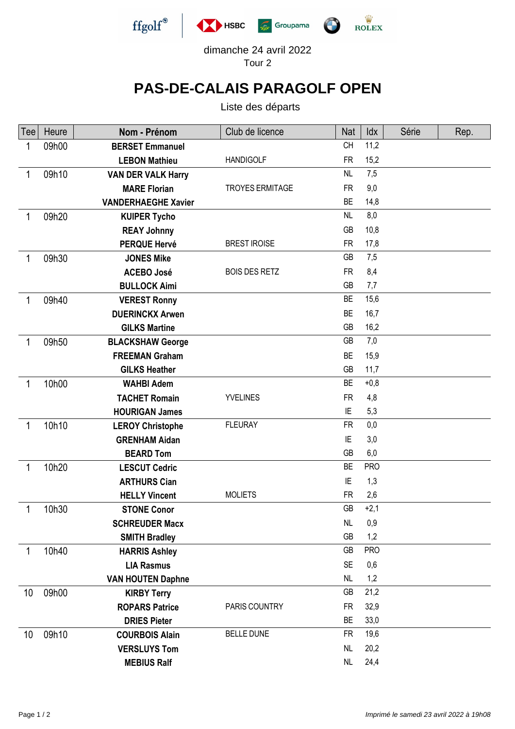dimanche 24 avril 2022

Tour 2

# PAS-DE-CALAIS PARAGOLF OPEN

Liste des départs

| Tee | Heure | Nom - Prénom | Club de licence | Nat | Idx | Série | Rep. |
|---|---|---|---|---|---|---|---|
| 1 | 09h00 | **BERSET Emmanuel** | | CH | 11,2 | | |
| | | **LEBON Mathieu** | HANDIGOLF | FR | 15,2 | | |
| 1 | 09h10 | **VAN DER VALK Harry** | | NL | 7,5 | | |
| | | **MARE Florian** | TROYES ERMITAGE | FR | 9,0 | | |
| | | **VANDERHAEGHE Xavier** | | BE | 14,8 | | |
| 1 | 09h20 | **KUIPER Tycho** | | NL | 8,0 | | |
| | | **REAY Johnny** | | GB | 10,8 | | |
| | | **PERQUE Hervé** | BREST IROISE | FR | 17,8 | | |
| 1 | 09h30 | **JONES Mike** | | GB | 7,5 | | |
| | | **ACEBO José** | BOIS DES RETZ | FR | 8,4 | | |
| | | **BULLOCK Aimi** | | GB | 7,7 | | |
| 1 | 09h40 | **VEREST Ronny** | | BE | 15,6 | | |
| | | **DUERINCKX Arwen** | | BE | 16,7 | | |
| | | **GILKS Martine** | | GB | 16,2 | | |
| 1 | 09h50 | **BLACKSHAW George** | | GB | 7,0 | | |
| | | **FREEMAN Graham** | | BE | 15,9 | | |
| | | **GILKS Heather** | | GB | 11,7 | | |
| 1 | 10h00 | **WAHBI Adem** | | BE | +0,8 | | |
| | | **TACHET Romain** | YVELINES | FR | 4,8 | | |
| | | **HOURIGAN James** | | IE | 5,3 | | |
| 1 | 10h10 | **LEROY Christophe** | FLEURAY | FR | 0,0 | | |
| | | **GRENHAM Aidan** | | IE | 3,0 | | |
| | | **BEARD Tom** | | GB | 6,0 | | |
| 1 | 10h20 | **LESCUT Cedric** | | BE | PRO | | |
| | | **ARTHURS Cian** | | IE | 1,3 | | |
| | | **HELLY Vincent** | MOLIETS | FR | 2,6 | | |
| 1 | 10h30 | **STONE Conor** | | GB | +2,1 | | |
| | | **SCHREUDER Macx** | | NL | 0,9 | | |
| | | **SMITH Bradley** | | GB | 1,2 | | |
| 1 | 10h40 | **HARRIS Ashley** | | GB | PRO | | |
| | | **LIA Rasmus** | | SE | 0,6 | | |
| | | **VAN HOUTEN Daphne** | | NL | 1,2 | | |
| 10 | 09h00 | **KIRBY Terry** | | GB | 21,2 | | |
| | | **ROPARS Patrice** | PARIS COUNTRY | FR | 32,9 | | |
| | | **DRIES Pieter** | | BE | 33,0 | | |
| 10 | 09h10 | **COURBOIS Alain** | BELLE DUNE | FR | 19,6 | | |
| | | **VERSLUYS Tom** | | NL | 20,2 | | |
| | | **MEBIUS Ralf** | | NL | 24,4 | | |

*Imprimé le samedi 23 avril 2022 à 19h08*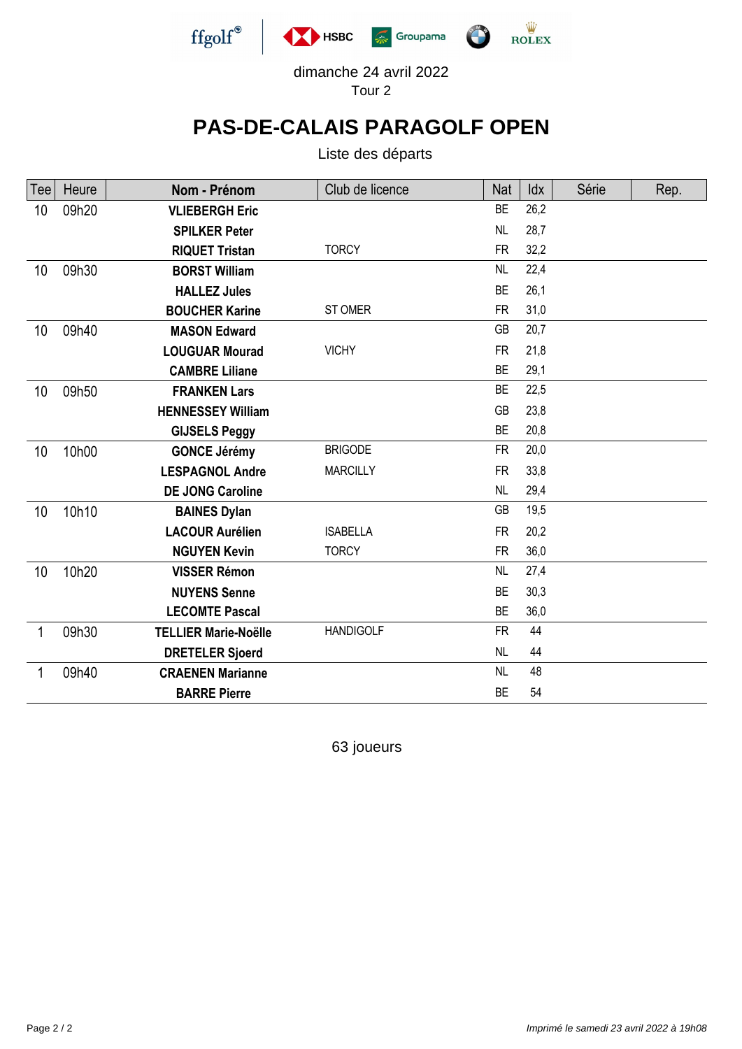dimanche 24 avril 2022
Tour 2

# PAS-DE-CALAIS PARAGOLF OPEN

Liste des départs

| Tee | Heure | Nom - Prénom | Club de licence | Nat | Idx | Série | Rep. |
|---|---|---|---|---|---|---|---|
| 10 | 09h20 | **VLIEBERGH Eric** | | BE | 26,2 | | |
| | | **SPILKER Peter** | | NL | 28,7 | | |
| | | **RIQUET Tristan** | TORCY | FR | 32,2 | | |
| 10 | 09h30 | **BORST William** | | NL | 22,4 | | |
| | | **HALLEZ Jules** | | BE | 26,1 | | |
| | | **BOUCHER Karine** | ST OMER | FR | 31,0 | | |
| 10 | 09h40 | **MASON Edward** | | GB | 20,7 | | |
| | | **LOUGUAR Mourad** | VICHY | FR | 21,8 | | |
| | | **CAMBRE Liliane** | | BE | 29,1 | | |
| 10 | 09h50 | **FRANKEN Lars** | | BE | 22,5 | | |
| | | **HENNESSEY William** | | GB | 23,8 | | |
| | | **GIJSELS Peggy** | | BE | 20,8 | | |
| 10 | 10h00 | **GONCE Jérémy** | BRIGODE | FR | 20,0 | | |
| | | **LESPAGNOL Andre** | MARCILLY | FR | 33,8 | | |
| | | **DE JONG Caroline** | | NL | 29,4 | | |
| 10 | 10h10 | **BAINES Dylan** | | GB | 19,5 | | |
| | | **LACOUR Aurélien** | ISABELLA | FR | 20,2 | | |
| | | **NGUYEN Kevin** | TORCY | FR | 36,0 | | |
| 10 | 10h20 | **VISSER Rémon** | | NL | 27,4 | | |
| | | **NUYENS Senne** | | BE | 30,3 | | |
| | | **LECOMTE Pascal** | | BE | 36,0 | | |
| 1 | 09h30 | **TELLIER Marie-Noëlle** | HANDIGOLF | FR | 44 | | |
| | | **DRETELER Sjoerd** | | NL | 44 | | |
| 1 | 09h40 | **CRAENEN Marianne** | | NL | 48 | | |
| | | **BARRE Pierre** | | BE | 54 | | |

63 joueurs

*Imprimé le samedi 23 avril 2022 à 19h08*